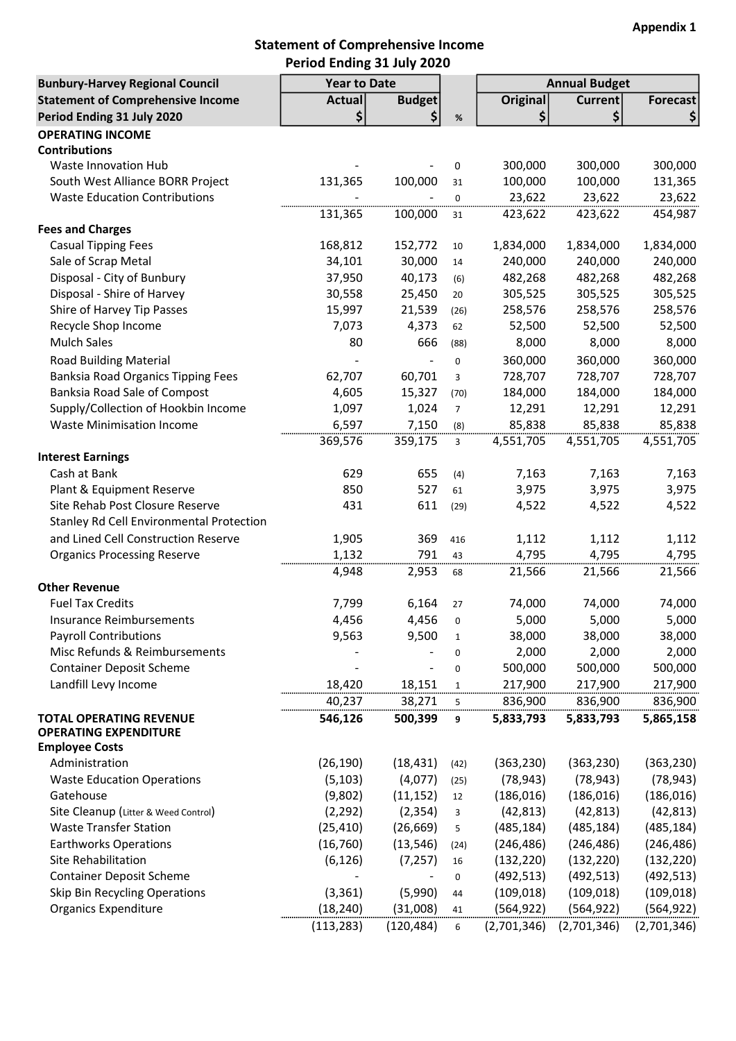Appendix 1

## Statement of Comprehensive Income
## Period Ending 31 July 2020

| Bunbury-Harvey Regional Council<br>Statement of Comprehensive Income<br>Period Ending 31 July 2020 | Year to Date | | | Annual Budget | | |
|---|---|---|---|---|---|---|
| | Actual $ | Budget $ | % | Original $ | Current $ | Forecast $ |
| **OPERATING INCOME** | | | | | | |
| **Contributions** | | | | | | |
| Waste Innovation Hub | - | - | 0 | 300,000 | 300,000 | 300,000 |
| South West Alliance BORR Project | 131,365 | 100,000 | 31 | 100,000 | 100,000 | 131,365 |
| Waste Education Contributions | - | - | 0 | 23,622 | 23,622 | 23,622 |
| | 131,365 | 100,000 | 31 | 423,622 | 423,622 | 454,987 |
| **Fees and Charges** | | | | | | |
| Casual Tipping Fees | 168,812 | 152,772 | 10 | 1,834,000 | 1,834,000 | 1,834,000 |
| Sale of Scrap Metal | 34,101 | 30,000 | 14 | 240,000 | 240,000 | 240,000 |
| Disposal - City of Bunbury | 37,950 | 40,173 | (6) | 482,268 | 482,268 | 482,268 |
| Disposal - Shire of Harvey | 30,558 | 25,450 | 20 | 305,525 | 305,525 | 305,525 |
| Shire of Harvey Tip Passes | 15,997 | 21,539 | (26) | 258,576 | 258,576 | 258,576 |
| Recycle Shop Income | 7,073 | 4,373 | 62 | 52,500 | 52,500 | 52,500 |
| Mulch Sales | 80 | 666 | (88) | 8,000 | 8,000 | 8,000 |
| Road Building Material | - | - | 0 | 360,000 | 360,000 | 360,000 |
| Banksia Road Organics Tipping Fees | 62,707 | 60,701 | 3 | 728,707 | 728,707 | 728,707 |
| Banksia Road Sale of Compost | 4,605 | 15,327 | (70) | 184,000 | 184,000 | 184,000 |
| Supply/Collection of Hookbin Income | 1,097 | 1,024 | 7 | 12,291 | 12,291 | 12,291 |
| Waste Minimisation Income | 6,597 | 7,150 | (8) | 85,838 | 85,838 | 85,838 |
| | 369,576 | 359,175 | 3 | 4,551,705 | 4,551,705 | 4,551,705 |
| **Interest Earnings** | | | | | | |
| Cash at Bank | 629 | 655 | (4) | 7,163 | 7,163 | 7,163 |
| Plant & Equipment Reserve | 850 | 527 | 61 | 3,975 | 3,975 | 3,975 |
| Site Rehab Post Closure Reserve | 431 | 611 | (29) | 4,522 | 4,522 | 4,522 |
| Stanley Rd Cell Environmental Protection and Lined Cell Construction Reserve | 1,905 | 369 | 416 | 1,112 | 1,112 | 1,112 |
| Organics Processing Reserve | 1,132 | 791 | 43 | 4,795 | 4,795 | 4,795 |
| | 4,948 | 2,953 | 68 | 21,566 | 21,566 | 21,566 |
| **Other Revenue** | | | | | | |
| Fuel Tax Credits | 7,799 | 6,164 | 27 | 74,000 | 74,000 | 74,000 |
| Insurance Reimbursements | 4,456 | 4,456 | 0 | 5,000 | 5,000 | 5,000 |
| Payroll Contributions | 9,563 | 9,500 | 1 | 38,000 | 38,000 | 38,000 |
| Misc Refunds & Reimbursements | - | - | 0 | 2,000 | 2,000 | 2,000 |
| Container Deposit Scheme | - | - | 0 | 500,000 | 500,000 | 500,000 |
| Landfill Levy Income | 18,420 | 18,151 | 1 | 217,900 | 217,900 | 217,900 |
| | 40,237 | 38,271 | 5 | 836,900 | 836,900 | 836,900 |
| **TOTAL OPERATING REVENUE** | **546,126** | **500,399** | **9** | **5,833,793** | **5,833,793** | **5,865,158** |
| **OPERATING EXPENDITURE** | | | | | | |
| **Employee Costs** | | | | | | |
| Administration | (26,190) | (18,431) | (42) | (363,230) | (363,230) | (363,230) |
| Waste Education Operations | (5,103) | (4,077) | (25) | (78,943) | (78,943) | (78,943) |
| Gatehouse | (9,802) | (11,152) | 12 | (186,016) | (186,016) | (186,016) |
| Site Cleanup (Litter & Weed Control) | (2,292) | (2,354) | 3 | (42,813) | (42,813) | (42,813) |
| Waste Transfer Station | (25,410) | (26,669) | 5 | (485,184) | (485,184) | (485,184) |
| Earthworks Operations | (16,760) | (13,546) | (24) | (246,486) | (246,486) | (246,486) |
| Site Rehabilitation | (6,126) | (7,257) | 16 | (132,220) | (132,220) | (132,220) |
| Container Deposit Scheme | - | - | 0 | (492,513) | (492,513) | (492,513) |
| Skip Bin Recycling Operations | (3,361) | (5,990) | 44 | (109,018) | (109,018) | (109,018) |
| Organics Expenditure | (18,240) | (31,008) | 41 | (564,922) | (564,922) | (564,922) |
| | (113,283) | (120,484) | 6 | (2,701,346) | (2,701,346) | (2,701,346) |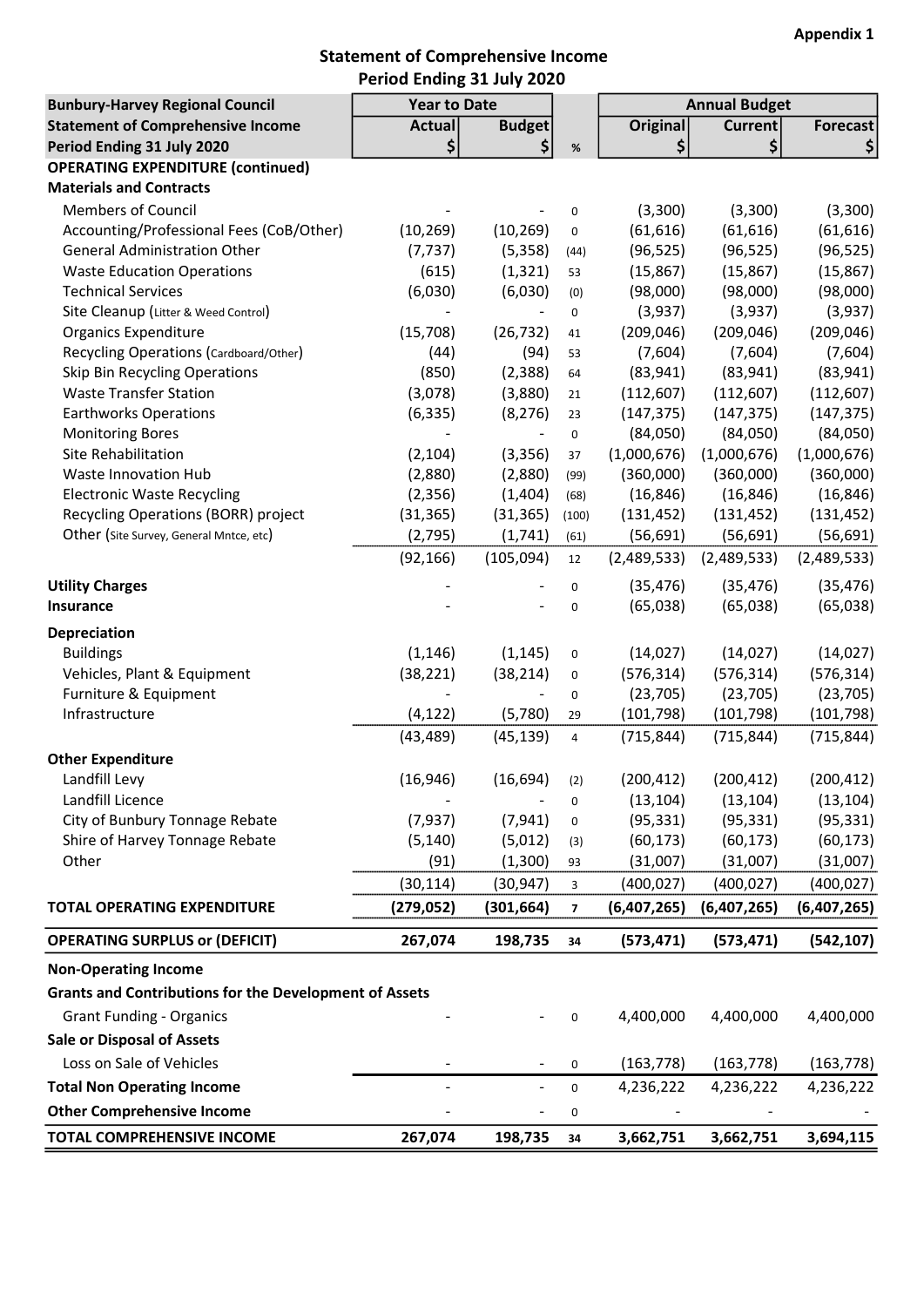**Appendix 1**

## Statement of Comprehensive Income
## Period Ending 31 July 2020

| Bunbury-Harvey Regional Council | Year to Date | | | Annual Budget | | |
|---|---|---|---|---|---|---|
| Statement of Comprehensive Income | Actual | Budget | | Original | Current | Forecast |
| Period Ending 31 July 2020 | $ | $ | % | $ | $ | $ |
| **OPERATING EXPENDITURE (continued)** | | | | | | |
| **Materials and Contracts** | | | | | | |
| Members of Council | - | - | 0 | (3,300) | (3,300) | (3,300) |
| Accounting/Professional Fees (CoB/Other) | (10,269) | (10,269) | 0 | (61,616) | (61,616) | (61,616) |
| General Administration Other | (7,737) | (5,358) | (44) | (96,525) | (96,525) | (96,525) |
| Waste Education Operations | (615) | (1,321) | 53 | (15,867) | (15,867) | (15,867) |
| Technical Services | (6,030) | (6,030) | (0) | (98,000) | (98,000) | (98,000) |
| Site Cleanup (Litter & Weed Control) | - | - | 0 | (3,937) | (3,937) | (3,937) |
| Organics Expenditure | (15,708) | (26,732) | 41 | (209,046) | (209,046) | (209,046) |
| Recycling Operations (Cardboard/Other) | (44) | (94) | 53 | (7,604) | (7,604) | (7,604) |
| Skip Bin Recycling Operations | (850) | (2,388) | 64 | (83,941) | (83,941) | (83,941) |
| Waste Transfer Station | (3,078) | (3,880) | 21 | (112,607) | (112,607) | (112,607) |
| Earthworks Operations | (6,335) | (8,276) | 23 | (147,375) | (147,375) | (147,375) |
| Monitoring Bores | - | - | 0 | (84,050) | (84,050) | (84,050) |
| Site Rehabilitation | (2,104) | (3,356) | 37 | (1,000,676) | (1,000,676) | (1,000,676) |
| Waste Innovation Hub | (2,880) | (2,880) | (99) | (360,000) | (360,000) | (360,000) |
| Electronic Waste Recycling | (2,356) | (1,404) | (68) | (16,846) | (16,846) | (16,846) |
| Recycling Operations (BORR) project | (31,365) | (31,365) | (100) | (131,452) | (131,452) | (131,452) |
| Other (Site Survey, General Mntce, etc) | (2,795) | (1,741) | (61) | (56,691) | (56,691) | (56,691) |
| | (92,166) | (105,094) | 12 | (2,489,533) | (2,489,533) | (2,489,533) |
| **Utility Charges** | - | - | 0 | (35,476) | (35,476) | (35,476) |
| **Insurance** | - | - | 0 | (65,038) | (65,038) | (65,038) |
| **Depreciation** | | | | | | |
| Buildings | (1,146) | (1,145) | 0 | (14,027) | (14,027) | (14,027) |
| Vehicles, Plant & Equipment | (38,221) | (38,214) | 0 | (576,314) | (576,314) | (576,314) |
| Furniture & Equipment | - | - | 0 | (23,705) | (23,705) | (23,705) |
| Infrastructure | (4,122) | (5,780) | 29 | (101,798) | (101,798) | (101,798) |
| | (43,489) | (45,139) | 4 | (715,844) | (715,844) | (715,844) |
| **Other Expenditure** | | | | | | |
| Landfill Levy | (16,946) | (16,694) | (2) | (200,412) | (200,412) | (200,412) |
| Landfill Licence | - | - | 0 | (13,104) | (13,104) | (13,104) |
| City of Bunbury Tonnage Rebate | (7,937) | (7,941) | 0 | (95,331) | (95,331) | (95,331) |
| Shire of Harvey Tonnage Rebate | (5,140) | (5,012) | (3) | (60,173) | (60,173) | (60,173) |
| Other | (91) | (1,300) | 93 | (31,007) | (31,007) | (31,007) |
| | (30,114) | (30,947) | 3 | (400,027) | (400,027) | (400,027) |
| **TOTAL OPERATING EXPENDITURE** | **(279,052)** | **(301,664)** | **7** | **(6,407,265)** | **(6,407,265)** | **(6,407,265)** |
| **OPERATING SURPLUS or (DEFICIT)** | **267,074** | **198,735** | **34** | **(573,471)** | **(573,471)** | **(542,107)** |
| **Non-Operating Income** | | | | | | |
| **Grants and Contributions for the Development of Assets** | | | | | | |
| Grant Funding - Organics | - | - | 0 | 4,400,000 | 4,400,000 | 4,400,000 |
| **Sale or Disposal of Assets** | | | | | | |
| Loss on Sale of Vehicles | - | - | 0 | (163,778) | (163,778) | (163,778) |
| **Total Non Operating Income** | - | - | 0 | 4,236,222 | 4,236,222 | 4,236,222 |
| **Other Comprehensive Income** | - | - | 0 | - | - | - |
| **TOTAL COMPREHENSIVE INCOME** | **267,074** | **198,735** | **34** | **3,662,751** | **3,662,751** | **3,694,115** |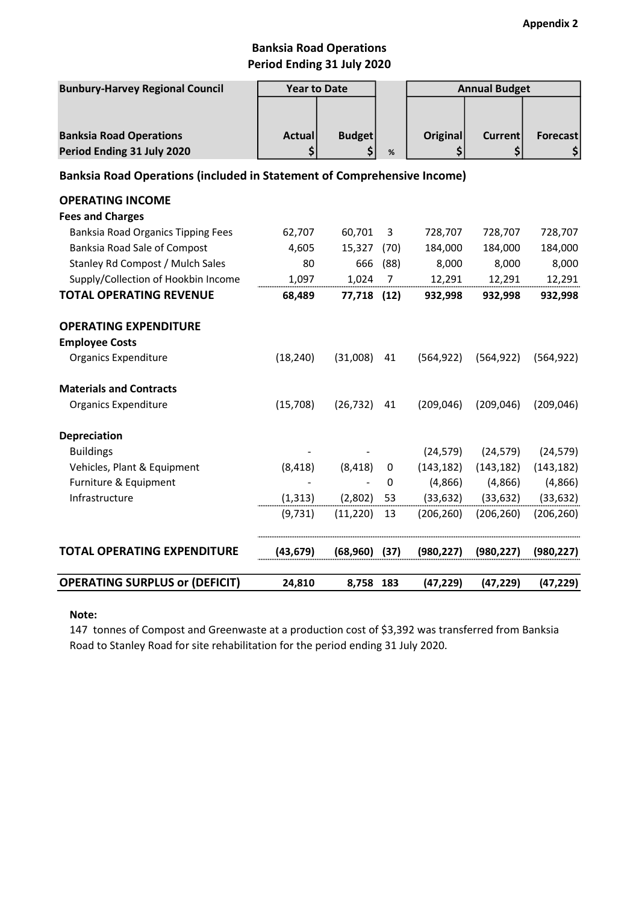**Appendix 2**

## Banksia Road Operations
## Period Ending 31 July 2020

| Bunbury-Harvey Regional Council | Year to Date | | | Annual Budget | | |
|---|---|---|---|---|---|---|
| **Banksia Road Operations** | **Actual** | **Budget** | | **Original** | **Current** | **Forecast** |
| **Period Ending 31 July 2020** | **$** | **$** | **%** | **$** | **$** | **$** |
| **Banksia Road Operations (included in Statement of Comprehensive Income)** | | | | | | |
| **OPERATING INCOME** | | | | | | |
| **Fees and Charges** | | | | | | |
| Banksia Road Organics Tipping Fees | 62,707 | 60,701 | 3 | 728,707 | 728,707 | 728,707 |
| Banksia Road Sale of Compost | 4,605 | 15,327 | (70) | 184,000 | 184,000 | 184,000 |
| Stanley Rd Compost / Mulch Sales | 80 | 666 | (88) | 8,000 | 8,000 | 8,000 |
| Supply/Collection of Hookbin Income | 1,097 | 1,024 | 7 | 12,291 | 12,291 | 12,291 |
| **TOTAL OPERATING REVENUE** | **68,489** | **77,718** | **(12)** | **932,998** | **932,998** | **932,998** |
| **OPERATING EXPENDITURE** | | | | | | |
| **Employee Costs** | | | | | | |
| Organics Expenditure | (18,240) | (31,008) | 41 | (564,922) | (564,922) | (564,922) |
| **Materials and Contracts** | | | | | | |
| Organics Expenditure | (15,708) | (26,732) | 41 | (209,046) | (209,046) | (209,046) |
| **Depreciation** | | | | | | |
| Buildings | - | - | | (24,579) | (24,579) | (24,579) |
| Vehicles, Plant & Equipment | (8,418) | (8,418) | 0 | (143,182) | (143,182) | (143,182) |
| Furniture & Equipment | - | - | 0 | (4,866) | (4,866) | (4,866) |
| Infrastructure | (1,313) | (2,802) | 53 | (33,632) | (33,632) | (33,632) |
| | (9,731) | (11,220) | 13 | (206,260) | (206,260) | (206,260) |
| **TOTAL OPERATING EXPENDITURE** | **(43,679)** | **(68,960)** | **(37)** | **(980,227)** | **(980,227)** | **(980,227)** |
| **OPERATING SURPLUS or (DEFICIT)** | **24,810** | **8,758** | **183** | **(47,229)** | **(47,229)** | **(47,229)** |

**Note:**

147 tonnes of Compost and Greenwaste at a production cost of $3,392 was transferred from Banksia Road to Stanley Road for site rehabilitation for the period ending 31 July 2020.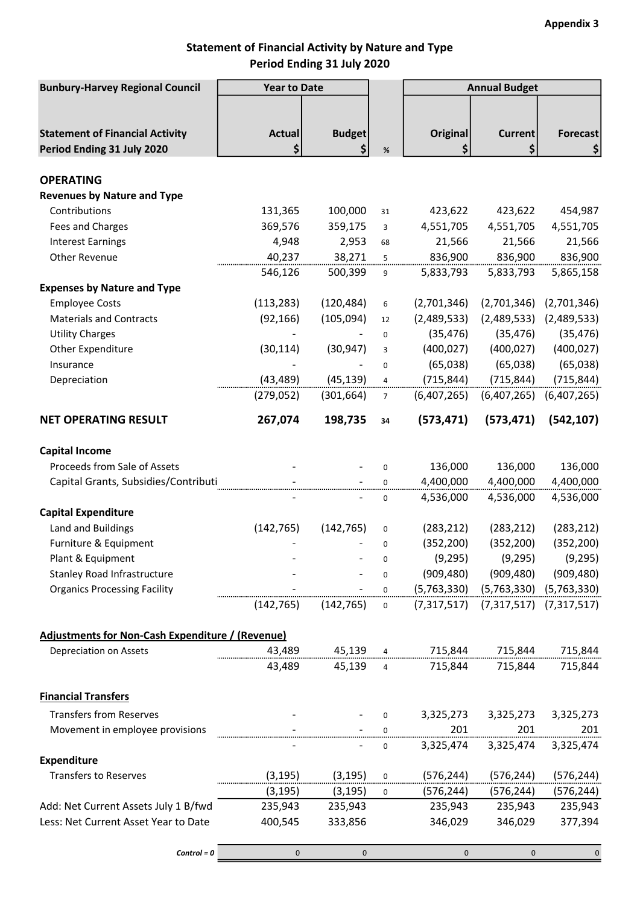**Appendix 3**

# Statement of Financial Activity by Nature and Type
## Period Ending 31 July 2020

| Bunbury-Harvey Regional Council | Year to Date | | | Annual Budget | | |
|---|---|---|---|---|---|---|
| **Statement of Financial Activity Period Ending 31 July 2020** | **Actual $** | **Budget $** | **%** | **Original $** | **Current $** | **Forecast $** |
| **OPERATING** | | | | | | |
| **Revenues by Nature and Type** | | | | | | |
| Contributions | 131,365 | 100,000 | 31 | 423,622 | 423,622 | 454,987 |
| Fees and Charges | 369,576 | 359,175 | 3 | 4,551,705 | 4,551,705 | 4,551,705 |
| Interest Earnings | 4,948 | 2,953 | 68 | 21,566 | 21,566 | 21,566 |
| Other Revenue | 40,237 | 38,271 | 5 | 836,900 | 836,900 | 836,900 |
| | 546,126 | 500,399 | 9 | 5,833,793 | 5,833,793 | 5,865,158 |
| **Expenses by Nature and Type** | | | | | | |
| Employee Costs | (113,283) | (120,484) | 6 | (2,701,346) | (2,701,346) | (2,701,346) |
| Materials and Contracts | (92,166) | (105,094) | 12 | (2,489,533) | (2,489,533) | (2,489,533) |
| Utility Charges | - | - | 0 | (35,476) | (35,476) | (35,476) |
| Other Expenditure | (30,114) | (30,947) | 3 | (400,027) | (400,027) | (400,027) |
| Insurance | - | - | 0 | (65,038) | (65,038) | (65,038) |
| Depreciation | (43,489) | (45,139) | 4 | (715,844) | (715,844) | (715,844) |
| | (279,052) | (301,664) | 7 | (6,407,265) | (6,407,265) | (6,407,265) |
| **NET OPERATING RESULT** | **267,074** | **198,735** | **34** | **(573,471)** | **(573,471)** | **(542,107)** |
| **Capital Income** | | | | | | |
| Proceeds from Sale of Assets | - | - | 0 | 136,000 | 136,000 | 136,000 |
| Capital Grants, Subsidies/Contributi | - | - | 0 | 4,400,000 | 4,400,000 | 4,400,000 |
| | - | - | 0 | 4,536,000 | 4,536,000 | 4,536,000 |
| **Capital Expenditure** | | | | | | |
| Land and Buildings | (142,765) | (142,765) | 0 | (283,212) | (283,212) | (283,212) |
| Furniture & Equipment | - | - | 0 | (352,200) | (352,200) | (352,200) |
| Plant & Equipment | - | - | 0 | (9,295) | (9,295) | (9,295) |
| Stanley Road Infrastructure | - | - | 0 | (909,480) | (909,480) | (909,480) |
| Organics Processing Facility | - | - | 0 | (5,763,330) | (5,763,330) | (5,763,330) |
| | (142,765) | (142,765) | 0 | (7,317,517) | (7,317,517) | (7,317,517) |
| **Adjustments for Non-Cash Expenditure / (Revenue)** | | | | | | |
| Depreciation on Assets | 43,489 | 45,139 | 4 | 715,844 | 715,844 | 715,844 |
| | 43,489 | 45,139 | 4 | 715,844 | 715,844 | 715,844 |
| **Financial Transfers** | | | | | | |
| Transfers from Reserves | - | - | 0 | 3,325,273 | 3,325,273 | 3,325,273 |
| Movement in employee provisions | - | - | 0 | 201 | 201 | 201 |
| | - | - | 0 | 3,325,474 | 3,325,474 | 3,325,474 |
| **Expenditure** | | | | | | |
| Transfers to Reserves | (3,195) | (3,195) | 0 | (576,244) | (576,244) | (576,244) |
| | (3,195) | (3,195) | 0 | (576,244) | (576,244) | (576,244) |
| Add: Net Current Assets July 1 B/fwd | 235,943 | 235,943 | | 235,943 | 235,943 | 235,943 |
| Less: Net Current Asset Year to Date | 400,545 | 333,856 | | 346,029 | 346,029 | 377,394 |
| *Control = 0* | 0 | 0 | | 0 | 0 | 0 |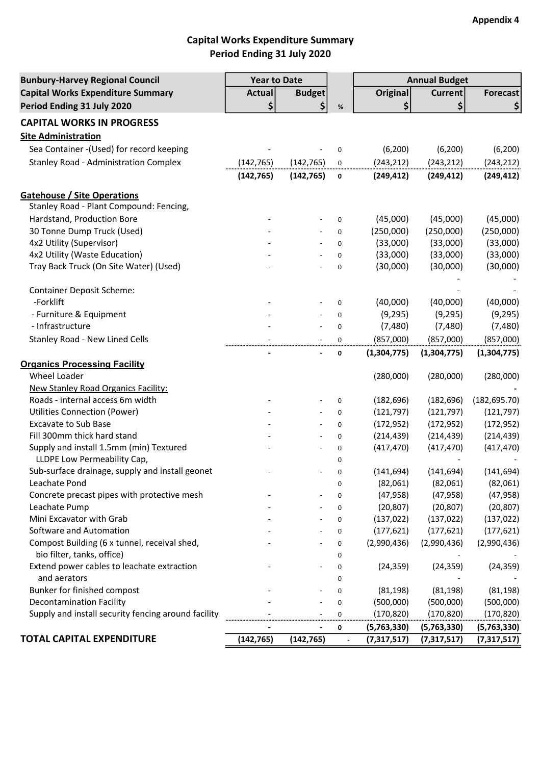Appendix 4

# Capital Works Expenditure Summary
## Period Ending 31 July 2020

| Bunbury-Harvey Regional Council<br>Capital Works Expenditure Summary<br>Period Ending 31 July 2020 | Year to Date<br>Actual<br>$ | <br>Budget<br>$ | <br><br>% | Annual Budget<br>Original<br>$ | <br>Current<br>$ | <br>Forecast<br>$ |
|---|---|---|---|---|---|---|
| **CAPITAL WORKS IN PROGRESS** | | | | | | |
| **Site Administration** | | | | | | |
| Sea Container -(Used) for record keeping | - | - | 0 | (6,200) | (6,200) | (6,200) |
| Stanley Road - Administration Complex | (142,765) | (142,765) | 0 | (243,212) | (243,212) | (243,212) |
| | **(142,765)** | **(142,765)** | **0** | **(249,412)** | **(249,412)** | **(249,412)** |
| **Gatehouse / Site Operations** | | | | | | |
| Stanley Road - Plant Compound: Fencing, Hardstand, Production Bore | - | - | 0 | (45,000) | (45,000) | (45,000) |
| 30 Tonne Dump Truck (Used) | - | - | 0 | (250,000) | (250,000) | (250,000) |
| 4x2 Utility (Supervisor) | - | - | 0 | (33,000) | (33,000) | (33,000) |
| 4x2 Utility (Waste Education) | - | - | 0 | (33,000) | (33,000) | (33,000) |
| Tray Back Truck (On Site Water) (Used) | - | - | 0 | (30,000) | (30,000) | (30,000) |
| | | | | | - | - |
| Container Deposit Scheme: | | | | | - | - |
| -Forklift | - | - | 0 | (40,000) | (40,000) | (40,000) |
| - Furniture & Equipment | - | - | 0 | (9,295) | (9,295) | (9,295) |
| - Infrastructure | - | - | 0 | (7,480) | (7,480) | (7,480) |
| Stanley Road - New Lined Cells | - | - | 0 | (857,000) | (857,000) | (857,000) |
| | **-** | **-** | **0** | **(1,304,775)** | **(1,304,775)** | **(1,304,775)** |
| **Organics Processing Facility** | | | | | | |
| Wheel Loader | | | | (280,000) | (280,000) | (280,000) |
| New Stanley Road Organics Facility: | | | | | | - |
| Roads - internal access 6m width | - | - | 0 | (182,696) | (182,696) | (182,695.70) |
| Utilities Connection (Power) | - | - | 0 | (121,797) | (121,797) | (121,797) |
| Excavate to Sub Base | - | - | 0 | (172,952) | (172,952) | (172,952) |
| Fill 300mm thick hard stand | - | - | 0 | (214,439) | (214,439) | (214,439) |
| Supply and install 1.5mm (min) Textured | - | - | 0 | (417,470) | (417,470) | (417,470) |
| LLDPE Low Permeability Cap, | | | 0 | | - | - |
| Sub-surface drainage, supply and install geonet | - | - | 0 | (141,694) | (141,694) | (141,694) |
| Leachate Pond | | | 0 | (82,061) | (82,061) | (82,061) |
| Concrete precast pipes with protective mesh | - | - | 0 | (47,958) | (47,958) | (47,958) |
| Leachate Pump | - | - | 0 | (20,807) | (20,807) | (20,807) |
| Mini Excavator with Grab | - | - | 0 | (137,022) | (137,022) | (137,022) |
| Software and Automation | - | - | 0 | (177,621) | (177,621) | (177,621) |
| Compost Building (6 x tunnel, receival shed, | - | - | 0 | (2,990,436) | (2,990,436) | (2,990,436) |
| bio filter, tanks, office) | | | 0 | | - | - |
| Extend power cables to leachate extraction | - | - | 0 | (24,359) | (24,359) | (24,359) |
| and aerators | | | 0 | | - | - |
| Bunker for finished compost | - | - | 0 | (81,198) | (81,198) | (81,198) |
| Decontamination Facility | - | - | 0 | (500,000) | (500,000) | (500,000) |
| Supply and install security fencing around facility | - | - | 0 | (170,820) | (170,820) | (170,820) |
| | **-** | **-** | **0** | **(5,763,330)** | **(5,763,330)** | **(5,763,330)** |
| **TOTAL CAPITAL EXPENDITURE** | **(142,765)** | **(142,765)** | - | **(7,317,517)** | **(7,317,517)** | **(7,317,517)** |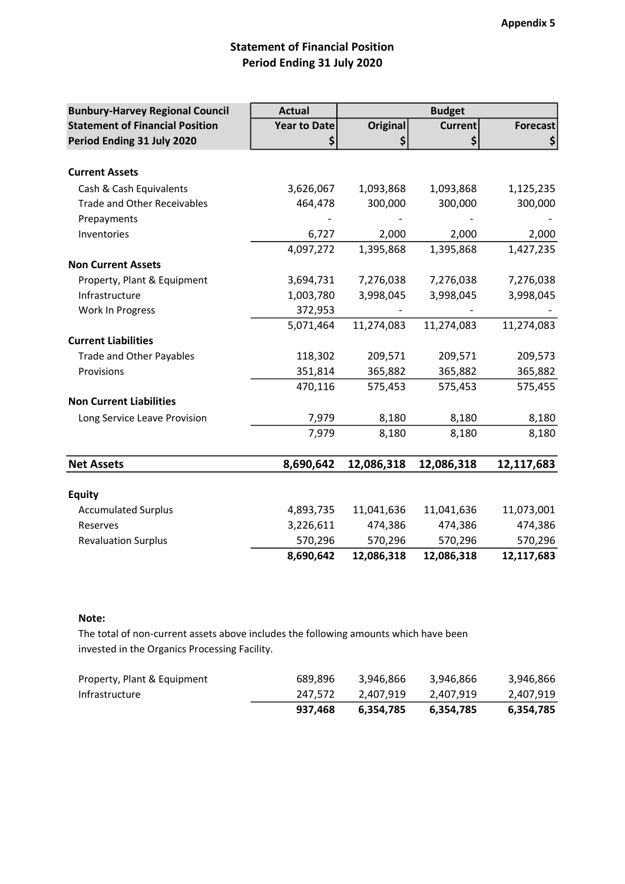**Appendix 5**

# Statement of Financial Position
## Period Ending 31 July 2020

| Bunbury-Harvey Regional Council | Actual | Budget | | |
|---|---|---|---|---|
| Statement of Financial Position | Year to Date | Original | Current | Forecast |
| Period Ending 31 July 2020 | $ | $ | $ | $ |
| **Current Assets** | | | | |
| Cash & Cash Equivalents | 3,626,067 | 1,093,868 | 1,093,868 | 1,125,235 |
| Trade and Other Receivables | 464,478 | 300,000 | 300,000 | 300,000 |
| Prepayments | - | - | - | - |
| Inventories | 6,727 | 2,000 | 2,000 | 2,000 |
| | 4,097,272 | 1,395,868 | 1,395,868 | 1,427,235 |
| **Non Current Assets** | | | | |
| Property, Plant & Equipment | 3,694,731 | 7,276,038 | 7,276,038 | 7,276,038 |
| Infrastructure | 1,003,780 | 3,998,045 | 3,998,045 | 3,998,045 |
| Work In Progress | 372,953 | - | - | - |
| | 5,071,464 | 11,274,083 | 11,274,083 | 11,274,083 |
| **Current Liabilities** | | | | |
| Trade and Other Payables | 118,302 | 209,571 | 209,571 | 209,573 |
| Provisions | 351,814 | 365,882 | 365,882 | 365,882 |
| | 470,116 | 575,453 | 575,453 | 575,455 |
| **Non Current Liabilities** | | | | |
| Long Service Leave Provision | 7,979 | 8,180 | 8,180 | 8,180 |
| | 7,979 | 8,180 | 8,180 | 8,180 |
| **Net Assets** | **8,690,642** | **12,086,318** | **12,086,318** | **12,117,683** |
| **Equity** | | | | |
| Accumulated Surplus | 4,893,735 | 11,041,636 | 11,041,636 | 11,073,001 |
| Reserves | 3,226,611 | 474,386 | 474,386 | 474,386 |
| Revaluation Surplus | 570,296 | 570,296 | 570,296 | 570,296 |
| | **8,690,642** | **12,086,318** | **12,086,318** | **12,117,683** |

**Note:**

The total of non-current assets above includes the following amounts which have been invested in the Organics Processing Facility.

| | | | | |
|---|---|---|---|---|
| Property, Plant & Equipment | 689,896 | 3,946,866 | 3,946,866 | 3,946,866 |
| Infrastructure | 247,572 | 2,407,919 | 2,407,919 | 2,407,919 |
| | **937,468** | **6,354,785** | **6,354,785** | **6,354,785** |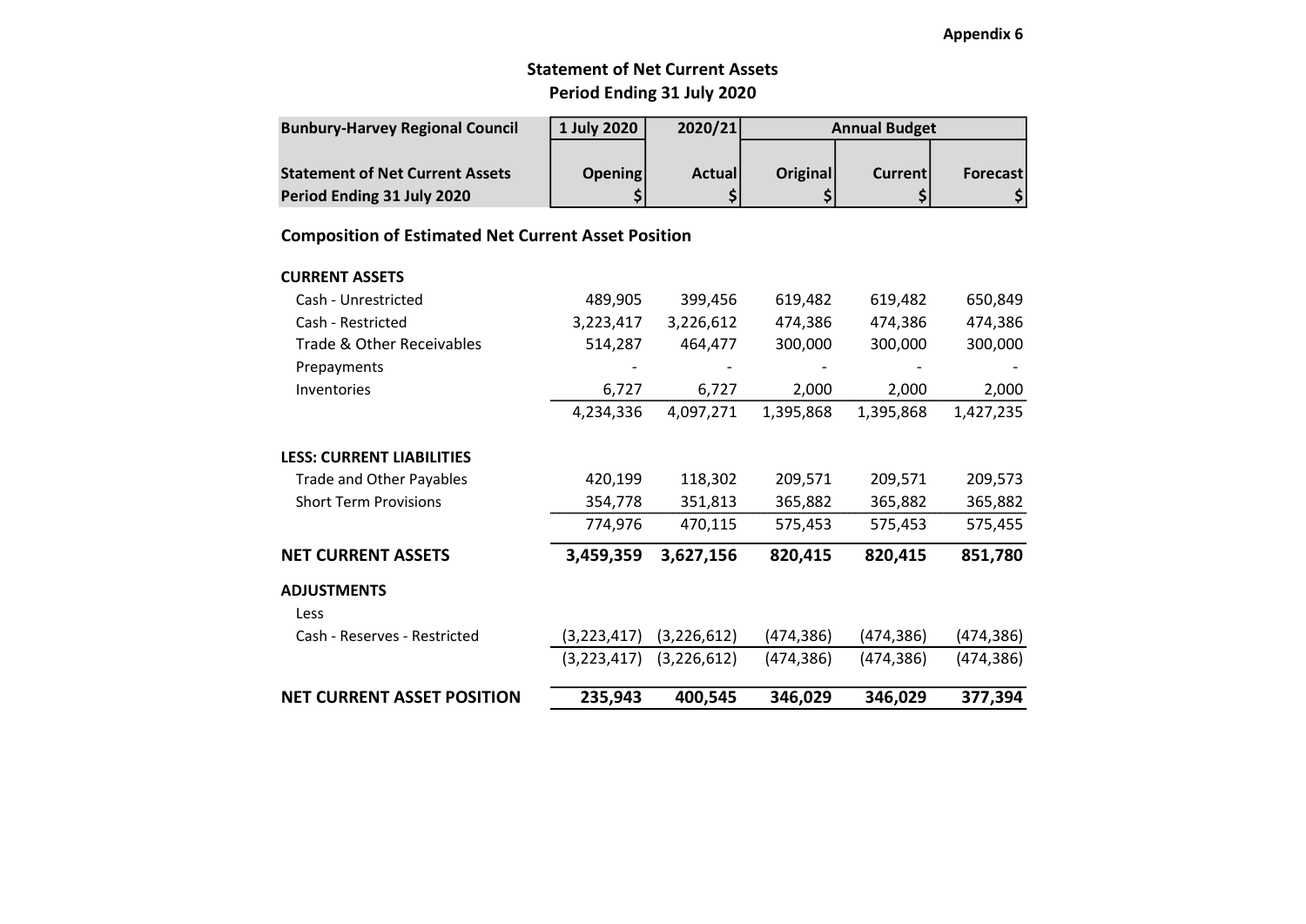**Appendix 6**

## Statement of Net Current Assets
## Period Ending 31 July 2020

| Bunbury-Harvey Regional Council | 1 July 2020 | 2020/21 | Annual Budget | | |
|---|---|---|---|---|---|
| **Statement of Net Current Assets** | **Opening** | **Actual** | **Original** | **Current** | **Forecast** |
| **Period Ending 31 July 2020** | **$** | **$** | **$** | **$** | **$** |
| **Composition of Estimated Net Current Asset Position** | | | | | |
| **CURRENT ASSETS** | | | | | |
| Cash - Unrestricted | 489,905 | 399,456 | 619,482 | 619,482 | 650,849 |
| Cash - Restricted | 3,223,417 | 3,226,612 | 474,386 | 474,386 | 474,386 |
| Trade & Other Receivables | 514,287 | 464,477 | 300,000 | 300,000 | 300,000 |
| Prepayments | - | - | - | - | - |
| Inventories | 6,727 | 6,727 | 2,000 | 2,000 | 2,000 |
| | 4,234,336 | 4,097,271 | 1,395,868 | 1,395,868 | 1,427,235 |
| **LESS: CURRENT LIABILITIES** | | | | | |
| Trade and Other Payables | 420,199 | 118,302 | 209,571 | 209,571 | 209,573 |
| Short Term Provisions | 354,778 | 351,813 | 365,882 | 365,882 | 365,882 |
| | 774,976 | 470,115 | 575,453 | 575,453 | 575,455 |
| **NET CURRENT ASSETS** | **3,459,359** | **3,627,156** | **820,415** | **820,415** | **851,780** |
| **ADJUSTMENTS** | | | | | |
| Less | | | | | |
| Cash - Reserves - Restricted | (3,223,417) | (3,226,612) | (474,386) | (474,386) | (474,386) |
| | (3,223,417) | (3,226,612) | (474,386) | (474,386) | (474,386) |
| **NET CURRENT ASSET POSITION** | **235,943** | **400,545** | **346,029** | **346,029** | **377,394** |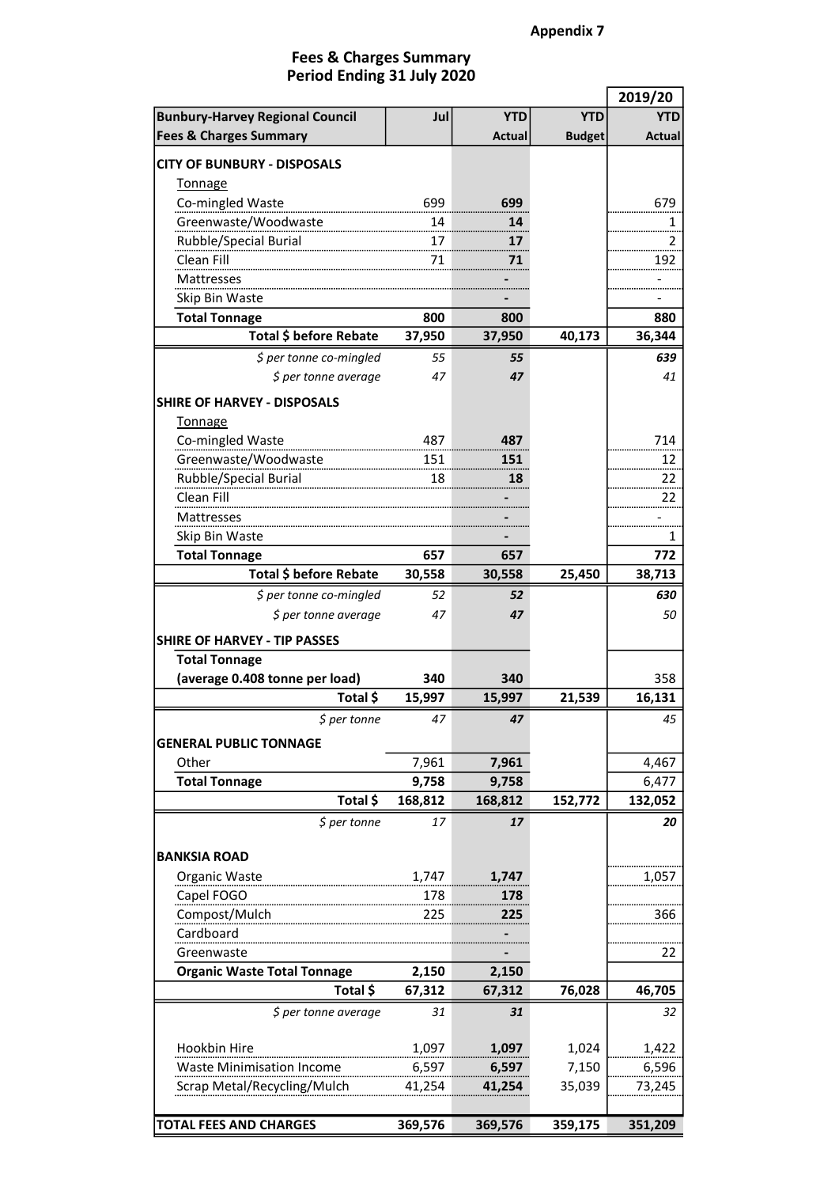**Appendix 7**

## Fees & Charges Summary
## Period Ending 31 July 2020

| Bunbury-Harvey Regional Council Fees & Charges Summary | Jul | YTD Actual | YTD Budget | 2019/20 YTD Actual |
|---|---|---|---|---|
| **CITY OF BUNBURY - DISPOSALS** | | | | |
| Tonnage | | | | |
| Co-mingled Waste | 699 | **699** | | 679 |
| Greenwaste/Woodwaste | 14 | **14** | | 1 |
| Rubble/Special Burial | 17 | **17** | | 2 |
| Clean Fill | 71 | **71** | | 192 |
| Mattresses | | **-** | | - |
| Skip Bin Waste | | **-** | | - |
| **Total Tonnage** | **800** | **800** | | **880** |
| **Total $ before Rebate** | **37,950** | **37,950** | **40,173** | **36,344** |
| *$ per tonne co-mingled* | *55* | ***55*** | | ***639*** |
| *$ per tonne average* | *47* | ***47*** | | *41* |
| **SHIRE OF HARVEY - DISPOSALS** | | | | |
| Tonnage | | | | |
| Co-mingled Waste | 487 | **487** | | 714 |
| Greenwaste/Woodwaste | 151 | **151** | | 12 |
| Rubble/Special Burial | 18 | **18** | | 22 |
| Clean Fill | | **-** | | 22 |
| Mattresses | | **-** | | - |
| Skip Bin Waste | | **-** | | 1 |
| **Total Tonnage** | **657** | **657** | | **772** |
| **Total $ before Rebate** | **30,558** | **30,558** | **25,450** | **38,713** |
| *$ per tonne co-mingled* | *52* | ***52*** | | ***630*** |
| *$ per tonne average* | *47* | ***47*** | | *50* |
| **SHIRE OF HARVEY - TIP PASSES** | | | | |
| **Total Tonnage (average 0.408 tonne per load)** | **340** | **340** | | 358 |
| **Total $** | **15,997** | **15,997** | **21,539** | **16,131** |
| *$ per tonne* | *47* | ***47*** | | *45* |
| **GENERAL PUBLIC TONNAGE** | | | | |
| Other | 7,961 | **7,961** | | 4,467 |
| **Total Tonnage** | **9,758** | **9,758** | | **6,477** |
| **Total $** | **168,812** | **168,812** | **152,772** | **132,052** |
| *$ per tonne* | *17* | ***17*** | | ***20*** |
| **BANKSIA ROAD** | | | | |
| Organic Waste | 1,747 | **1,747** | | 1,057 |
| Capel FOGO | 178 | **178** | | |
| Compost/Mulch | 225 | **225** | | 366 |
| Cardboard | | **-** | | |
| Greenwaste | | **-** | | 22 |
| **Organic Waste Total Tonnage** | **2,150** | **2,150** | | |
| **Total $** | **67,312** | **67,312** | **76,028** | **46,705** |
| *$ per tonne average* | *31* | ***31*** | | *32* |
| Hookbin Hire | 1,097 | **1,097** | 1,024 | 1,422 |
| Waste Minimisation Income | 6,597 | **6,597** | 7,150 | 6,596 |
| Scrap Metal/Recycling/Mulch | 41,254 | **41,254** | 35,039 | 73,245 |
| **TOTAL FEES AND CHARGES** | **369,576** | **369,576** | **359,175** | **351,209** |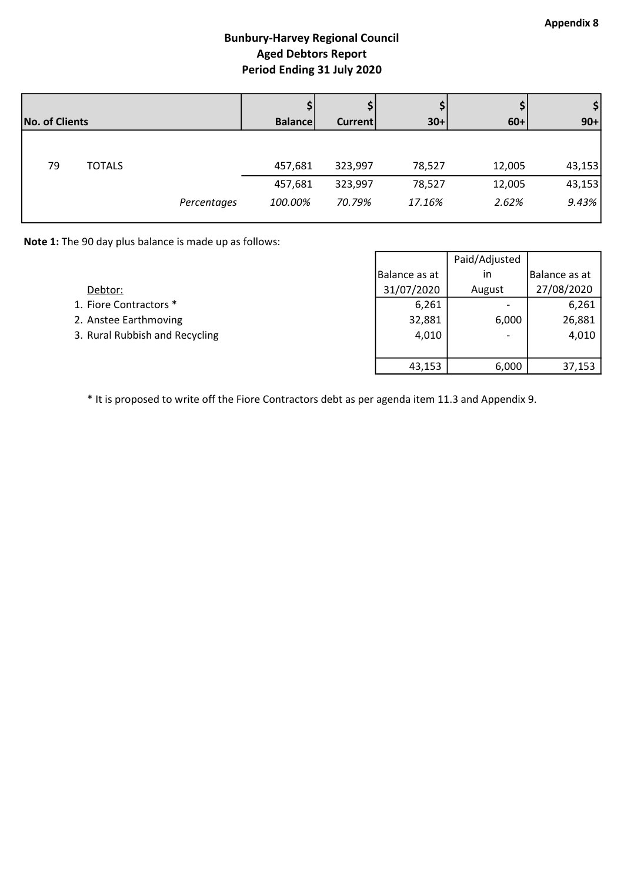Appendix 8

# Bunbury-Harvey Regional Council
## Aged Debtors Report
## Period Ending 31 July 2020

| No. of Clients | | | $ Balance | $ Current | $ 30+ | $ 60+ | $ 90+ |
|---|---|---|---|---|---|---|---|
| 79 | TOTALS | | 457,681 | 323,997 | 78,527 | 12,005 | 43,153 |
| | | | 457,681 | 323,997 | 78,527 | 12,005 | 43,153 |
| | | *Percentages* | *100.00%* | *70.79%* | *17.16%* | *2.62%* | *9.43%* |

**Note 1:** The 90 day plus balance is made up as follows:

| Debtor: | Balance as at 31/07/2020 | Paid/Adjusted in August | Balance as at 27/08/2020 |
|---|---|---|---|
| 1. Fiore Contractors * | 6,261 | - | 6,261 |
| 2. Anstee Earthmoving | 32,881 | 6,000 | 26,881 |
| 3. Rural Rubbish and Recycling | 4,010 | - | 4,010 |
| | 43,153 | 6,000 | 37,153 |

* It is proposed to write off the Fiore Contractors debt as per agenda item 11.3 and Appendix 9.